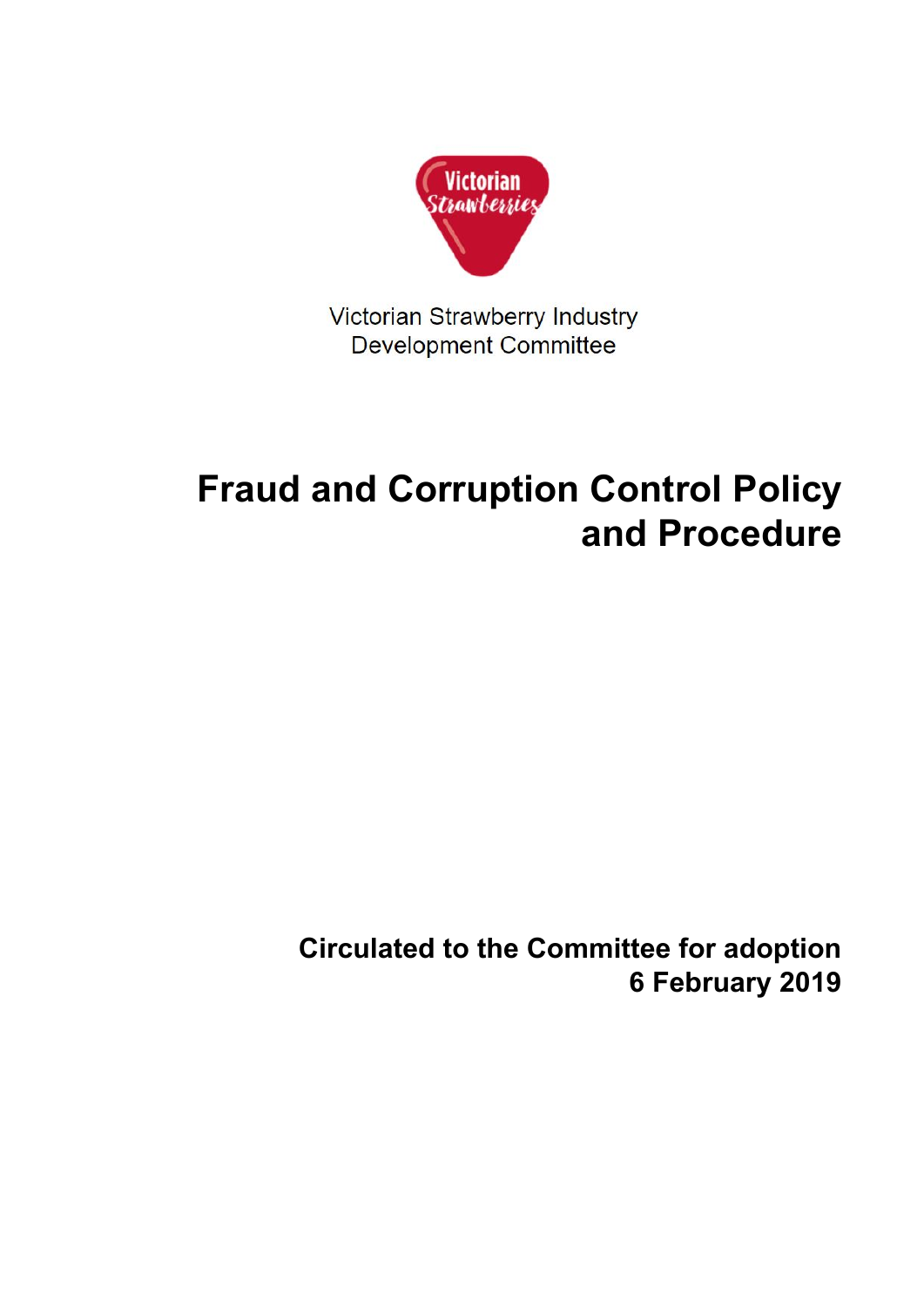Victorian Strawberry Industry Development Committee

# Fraud and Corruption Control Policy and Procedure

**Circulated to the Committee for adoption**
**6 February 2019**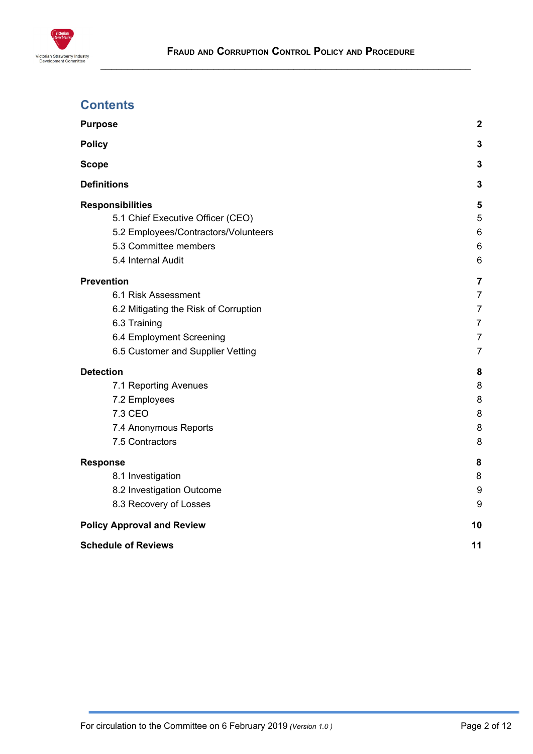## Contents

| | |
|---|---|
| **Purpose** | **2** |
| **Policy** | **3** |
| **Scope** | **3** |
| **Definitions** | **3** |
| **Responsibilities** | **5** |
| 5.1 Chief Executive Officer (CEO) | 5 |
| 5.2 Employees/Contractors/Volunteers | 6 |
| 5.3 Committee members | 6 |
| 5.4 Internal Audit | 6 |
| **Prevention** | **7** |
| 6.1 Risk Assessment | 7 |
| 6.2 Mitigating the Risk of Corruption | 7 |
| 6.3 Training | 7 |
| 6.4 Employment Screening | 7 |
| 6.5 Customer and Supplier Vetting | 7 |
| **Detection** | **8** |
| 7.1 Reporting Avenues | 8 |
| 7.2 Employees | 8 |
| 7.3 CEO | 8 |
| 7.4 Anonymous Reports | 8 |
| 7.5 Contractors | 8 |
| **Response** | **8** |
| 8.1 Investigation | 8 |
| 8.2 Investigation Outcome | 9 |
| 8.3 Recovery of Losses | 9 |
| **Policy Approval and Review** | **10** |
| **Schedule of Reviews** | **11** |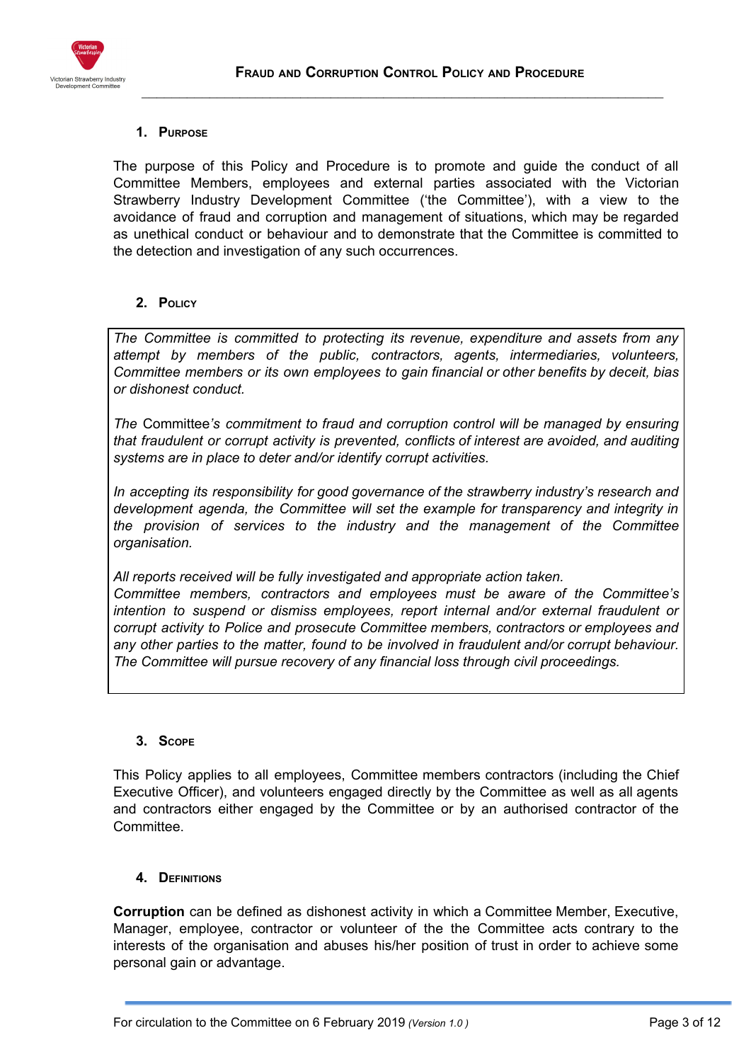## 1. Purpose

The purpose of this Policy and Procedure is to promote and guide the conduct of all Committee Members, employees and external parties associated with the Victorian Strawberry Industry Development Committee ('the Committee'), with a view to the avoidance of fraud and corruption and management of situations, which may be regarded as unethical conduct or behaviour and to demonstrate that the Committee is committed to the detection and investigation of any such occurrences.

## 2. Policy

*The Committee is committed to protecting its revenue, expenditure and assets from any attempt by members of the public, contractors, agents, intermediaries, volunteers, Committee members or its own employees to gain financial or other benefits by deceit, bias or dishonest conduct.*

*The* Committee*'s commitment to fraud and corruption control will be managed by ensuring that fraudulent or corrupt activity is prevented, conflicts of interest are avoided, and auditing systems are in place to deter and/or identify corrupt activities.*

*In accepting its responsibility for good governance of the strawberry industry's research and development agenda, the Committee will set the example for transparency and integrity in the provision of services to the industry and the management of the Committee organisation.*

*All reports received will be fully investigated and appropriate action taken.*
*Committee members, contractors and employees must be aware of the Committee's intention to suspend or dismiss employees, report internal and/or external fraudulent or corrupt activity to Police and prosecute Committee members, contractors or employees and any other parties to the matter, found to be involved in fraudulent and/or corrupt behaviour. The Committee will pursue recovery of any financial loss through civil proceedings.*

## 3. Scope

This Policy applies to all employees, Committee members contractors (including the Chief Executive Officer), and volunteers engaged directly by the Committee as well as all agents and contractors either engaged by the Committee or by an authorised contractor of the Committee.

## 4. Definitions

**Corruption** can be defined as dishonest activity in which a Committee Member, Executive, Manager, employee, contractor or volunteer of the the Committee acts contrary to the interests of the organisation and abuses his/her position of trust in order to achieve some personal gain or advantage.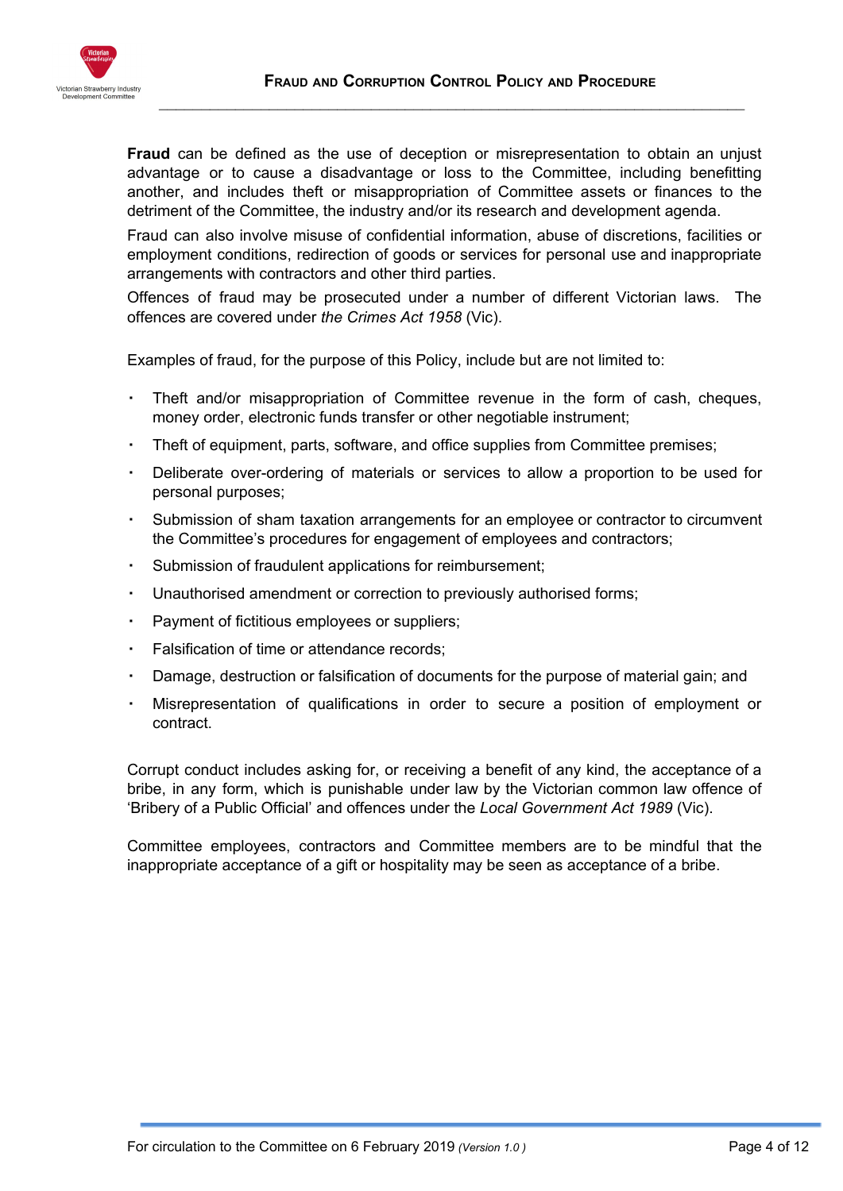**Fraud** can be defined as the use of deception or misrepresentation to obtain an unjust advantage or to cause a disadvantage or loss to the Committee, including benefitting another, and includes theft or misappropriation of Committee assets or finances to the detriment of the Committee, the industry and/or its research and development agenda.

Fraud can also involve misuse of confidential information, abuse of discretions, facilities or employment conditions, redirection of goods or services for personal use and inappropriate arrangements with contractors and other third parties.

Offences of fraud may be prosecuted under a number of different Victorian laws. The offences are covered under *the Crimes Act 1958* (Vic).

Examples of fraud, for the purpose of this Policy, include but are not limited to:

- Theft and/or misappropriation of Committee revenue in the form of cash, cheques, money order, electronic funds transfer or other negotiable instrument;
- Theft of equipment, parts, software, and office supplies from Committee premises;
- Deliberate over-ordering of materials or services to allow a proportion to be used for personal purposes;
- Submission of sham taxation arrangements for an employee or contractor to circumvent the Committee's procedures for engagement of employees and contractors;
- Submission of fraudulent applications for reimbursement;
- Unauthorised amendment or correction to previously authorised forms;
- Payment of fictitious employees or suppliers;
- Falsification of time or attendance records;
- Damage, destruction or falsification of documents for the purpose of material gain; and
- Misrepresentation of qualifications in order to secure a position of employment or contract.

Corrupt conduct includes asking for, or receiving a benefit of any kind, the acceptance of a bribe, in any form, which is punishable under law by the Victorian common law offence of 'Bribery of a Public Official' and offences under the *Local Government Act 1989* (Vic).

Committee employees, contractors and Committee members are to be mindful that the inappropriate acceptance of a gift or hospitality may be seen as acceptance of a bribe.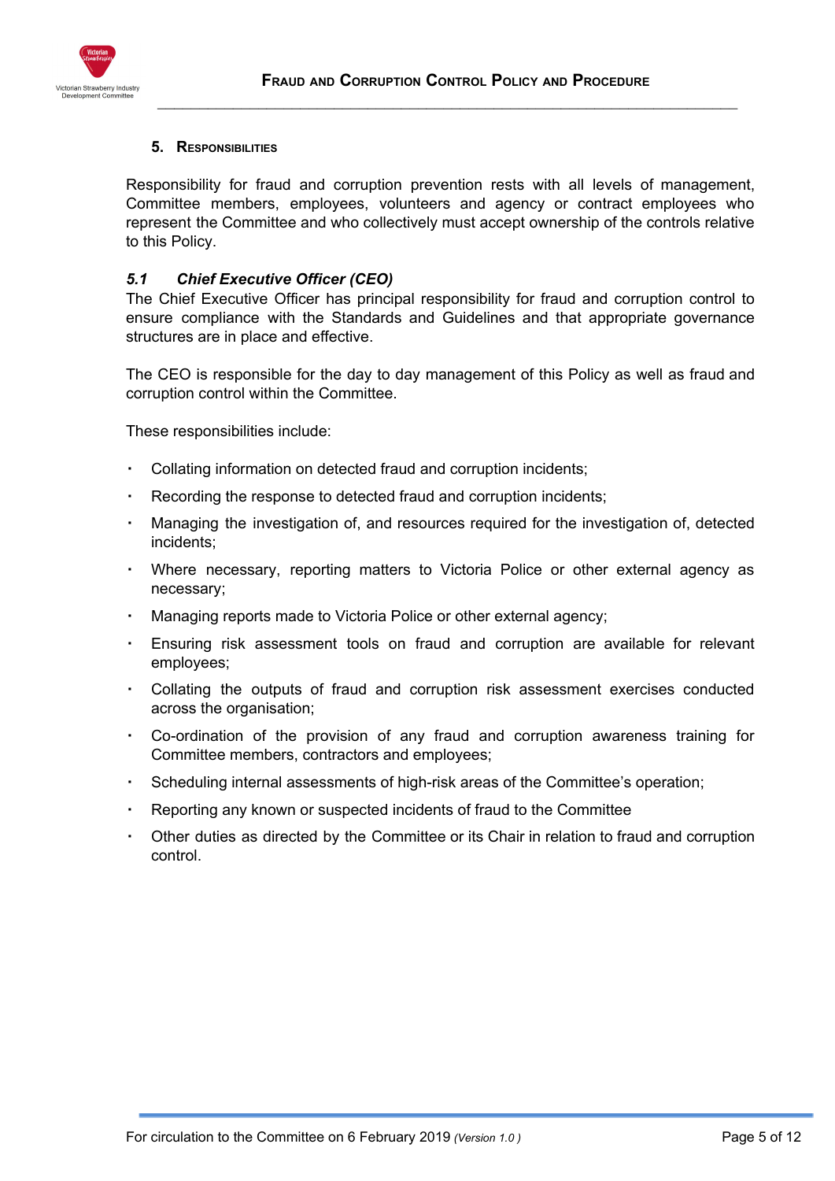## 5. Responsibilities

Responsibility for fraud and corruption prevention rests with all levels of management, Committee members, employees, volunteers and agency or contract employees who represent the Committee and who collectively must accept ownership of the controls relative to this Policy.

### *5.1 Chief Executive Officer (CEO)*

The Chief Executive Officer has principal responsibility for fraud and corruption control to ensure compliance with the Standards and Guidelines and that appropriate governance structures are in place and effective.

The CEO is responsible for the day to day management of this Policy as well as fraud and corruption control within the Committee.

These responsibilities include:

- Collating information on detected fraud and corruption incidents;
- Recording the response to detected fraud and corruption incidents;
- Managing the investigation of, and resources required for the investigation of, detected incidents;
- Where necessary, reporting matters to Victoria Police or other external agency as necessary;
- Managing reports made to Victoria Police or other external agency;
- Ensuring risk assessment tools on fraud and corruption are available for relevant employees;
- Collating the outputs of fraud and corruption risk assessment exercises conducted across the organisation;
- Co-ordination of the provision of any fraud and corruption awareness training for Committee members, contractors and employees;
- Scheduling internal assessments of high-risk areas of the Committee's operation;
- Reporting any known or suspected incidents of fraud to the Committee
- Other duties as directed by the Committee or its Chair in relation to fraud and corruption control.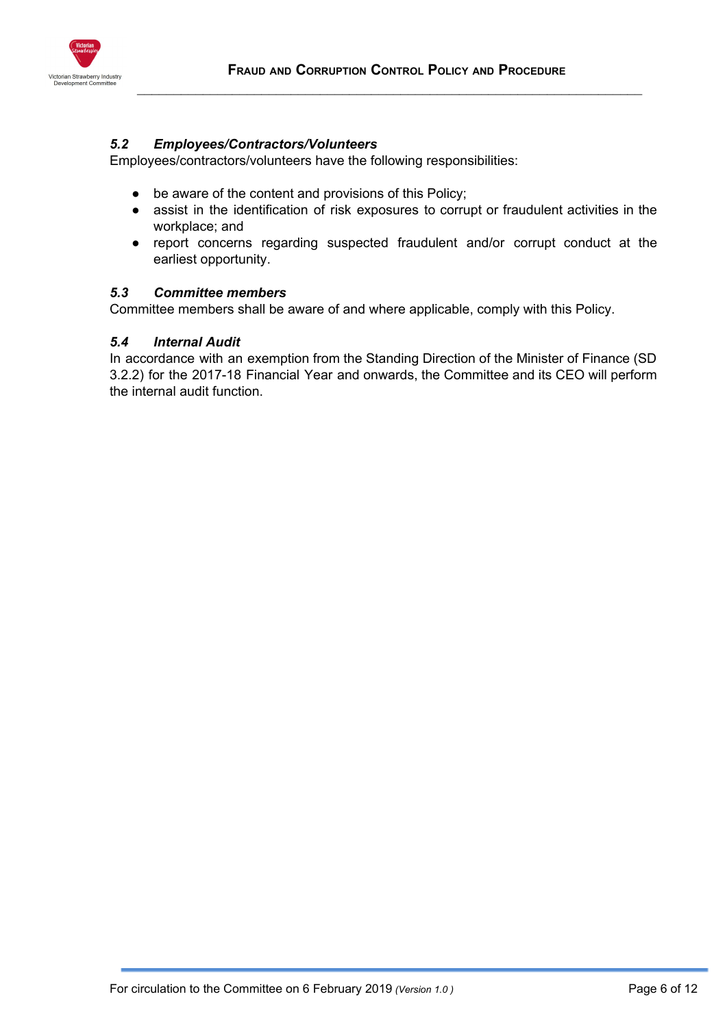### *5.2 Employees/Contractors/Volunteers*

Employees/contractors/volunteers have the following responsibilities:

- be aware of the content and provisions of this Policy;
- assist in the identification of risk exposures to corrupt or fraudulent activities in the workplace; and
- report concerns regarding suspected fraudulent and/or corrupt conduct at the earliest opportunity.

### *5.3 Committee members*

Committee members shall be aware of and where applicable, comply with this Policy.

### *5.4 Internal Audit*

In accordance with an exemption from the Standing Direction of the Minister of Finance (SD 3.2.2) for the 2017-18 Financial Year and onwards, the Committee and its CEO will perform the internal audit function.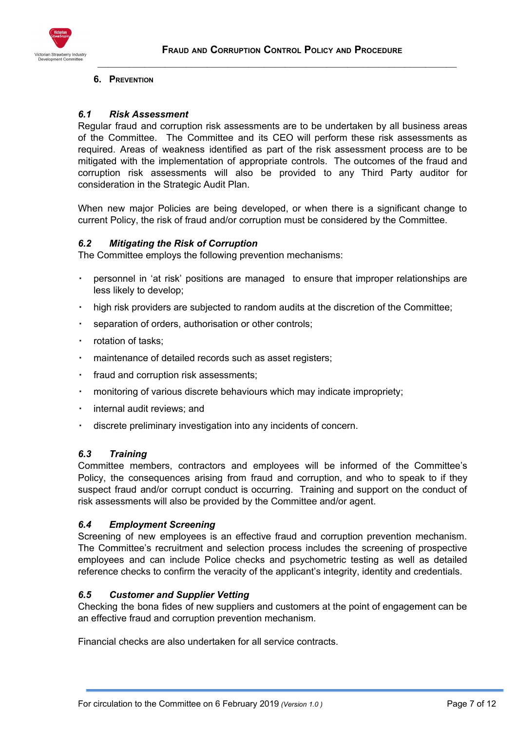## 6. Prevention

### *6.1 Risk Assessment*

Regular fraud and corruption risk assessments are to be undertaken by all business areas of the Committee. The Committee and its CEO will perform these risk assessments as required. Areas of weakness identified as part of the risk assessment process are to be mitigated with the implementation of appropriate controls. The outcomes of the fraud and corruption risk assessments will also be provided to any Third Party auditor for consideration in the Strategic Audit Plan.

When new major Policies are being developed, or when there is a significant change to current Policy, the risk of fraud and/or corruption must be considered by the Committee.

### *6.2 Mitigating the Risk of Corruption*

The Committee employs the following prevention mechanisms:

- personnel in 'at risk' positions are managed to ensure that improper relationships are less likely to develop;
- high risk providers are subjected to random audits at the discretion of the Committee;
- separation of orders, authorisation or other controls;
- rotation of tasks;
- maintenance of detailed records such as asset registers;
- fraud and corruption risk assessments;
- monitoring of various discrete behaviours which may indicate impropriety;
- internal audit reviews; and
- discrete preliminary investigation into any incidents of concern.

### *6.3 Training*

Committee members, contractors and employees will be informed of the Committee's Policy, the consequences arising from fraud and corruption, and who to speak to if they suspect fraud and/or corrupt conduct is occurring. Training and support on the conduct of risk assessments will also be provided by the Committee and/or agent.

### *6.4 Employment Screening*

Screening of new employees is an effective fraud and corruption prevention mechanism. The Committee's recruitment and selection process includes the screening of prospective employees and can include Police checks and psychometric testing as well as detailed reference checks to confirm the veracity of the applicant's integrity, identity and credentials.

### *6.5 Customer and Supplier Vetting*

Checking the bona fides of new suppliers and customers at the point of engagement can be an effective fraud and corruption prevention mechanism.

Financial checks are also undertaken for all service contracts.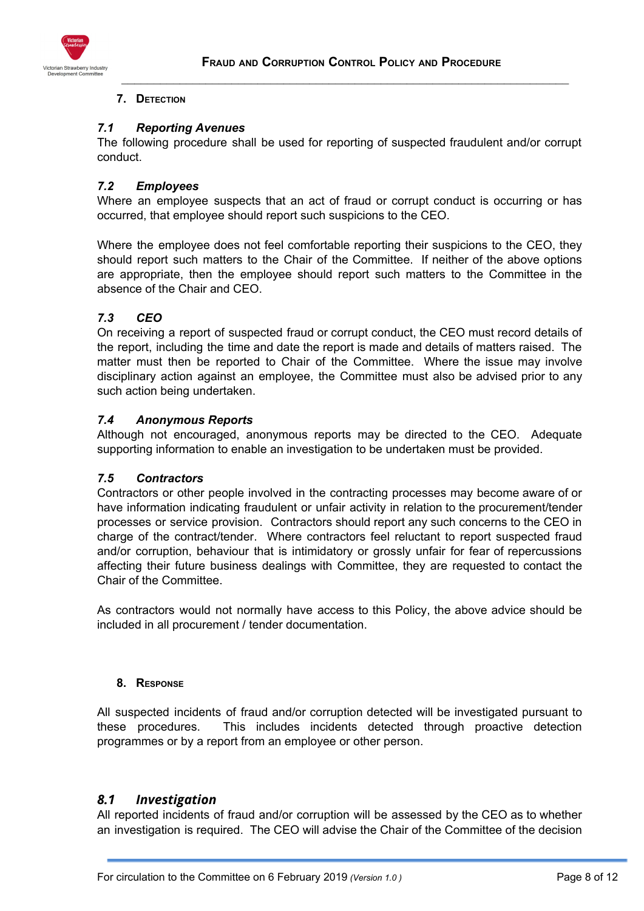## 7. Detection

### 7.1 Reporting Avenues

The following procedure shall be used for reporting of suspected fraudulent and/or corrupt conduct.

### 7.2 Employees

Where an employee suspects that an act of fraud or corrupt conduct is occurring or has occurred, that employee should report such suspicions to the CEO.

Where the employee does not feel comfortable reporting their suspicions to the CEO, they should report such matters to the Chair of the Committee. If neither of the above options are appropriate, then the employee should report such matters to the Committee in the absence of the Chair and CEO.

### 7.3 CEO

On receiving a report of suspected fraud or corrupt conduct, the CEO must record details of the report, including the time and date the report is made and details of matters raised. The matter must then be reported to Chair of the Committee. Where the issue may involve disciplinary action against an employee, the Committee must also be advised prior to any such action being undertaken.

### 7.4 Anonymous Reports

Although not encouraged, anonymous reports may be directed to the CEO. Adequate supporting information to enable an investigation to be undertaken must be provided.

### 7.5 Contractors

Contractors or other people involved in the contracting processes may become aware of or have information indicating fraudulent or unfair activity in relation to the procurement/tender processes or service provision. Contractors should report any such concerns to the CEO in charge of the contract/tender. Where contractors feel reluctant to report suspected fraud and/or corruption, behaviour that is intimidatory or grossly unfair for fear of repercussions affecting their future business dealings with Committee, they are requested to contact the Chair of the Committee.

As contractors would not normally have access to this Policy, the above advice should be included in all procurement / tender documentation.

## 8. Response

All suspected incidents of fraud and/or corruption detected will be investigated pursuant to these procedures. This includes incidents detected through proactive detection programmes or by a report from an employee or other person.

### 8.1 Investigation

All reported incidents of fraud and/or corruption will be assessed by the CEO as to whether an investigation is required. The CEO will advise the Chair of the Committee of the decision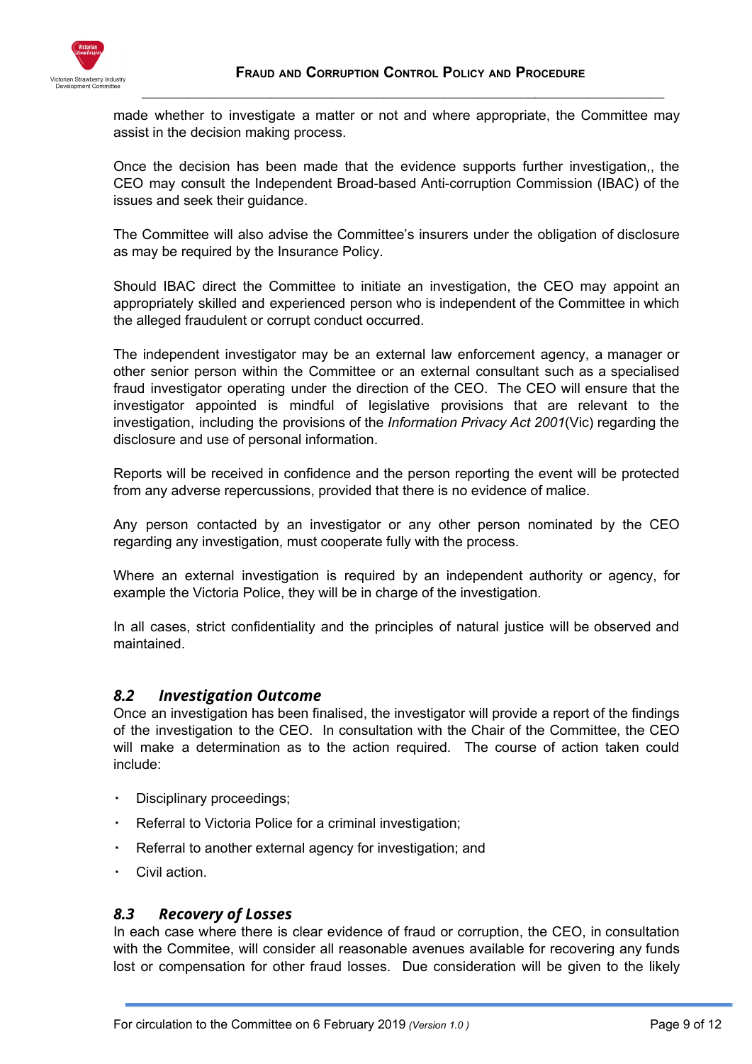made whether to investigate a matter or not and where appropriate, the Committee may assist in the decision making process.

Once the decision has been made that the evidence supports further investigation,, the CEO may consult the Independent Broad-based Anti-corruption Commission (IBAC) of the issues and seek their guidance.

The Committee will also advise the Committee's insurers under the obligation of disclosure as may be required by the Insurance Policy.

Should IBAC direct the Committee to initiate an investigation, the CEO may appoint an appropriately skilled and experienced person who is independent of the Committee in which the alleged fraudulent or corrupt conduct occurred.

The independent investigator may be an external law enforcement agency, a manager or other senior person within the Committee or an external consultant such as a specialised fraud investigator operating under the direction of the CEO. The CEO will ensure that the investigator appointed is mindful of legislative provisions that are relevant to the investigation, including the provisions of the *Information Privacy Act 2001*(Vic) regarding the disclosure and use of personal information.

Reports will be received in confidence and the person reporting the event will be protected from any adverse repercussions, provided that there is no evidence of malice.

Any person contacted by an investigator or any other person nominated by the CEO regarding any investigation, must cooperate fully with the process.

Where an external investigation is required by an independent authority or agency, for example the Victoria Police, they will be in charge of the investigation.

In all cases, strict confidentiality and the principles of natural justice will be observed and maintained.

### *8.2 Investigation Outcome*

Once an investigation has been finalised, the investigator will provide a report of the findings of the investigation to the CEO. In consultation with the Chair of the Committee, the CEO will make a determination as to the action required. The course of action taken could include:

- Disciplinary proceedings;
- Referral to Victoria Police for a criminal investigation;
- Referral to another external agency for investigation; and
- Civil action.

### *8.3 Recovery of Losses*

In each case where there is clear evidence of fraud or corruption, the CEO, in consultation with the Commitee, will consider all reasonable avenues available for recovering any funds lost or compensation for other fraud losses. Due consideration will be given to the likely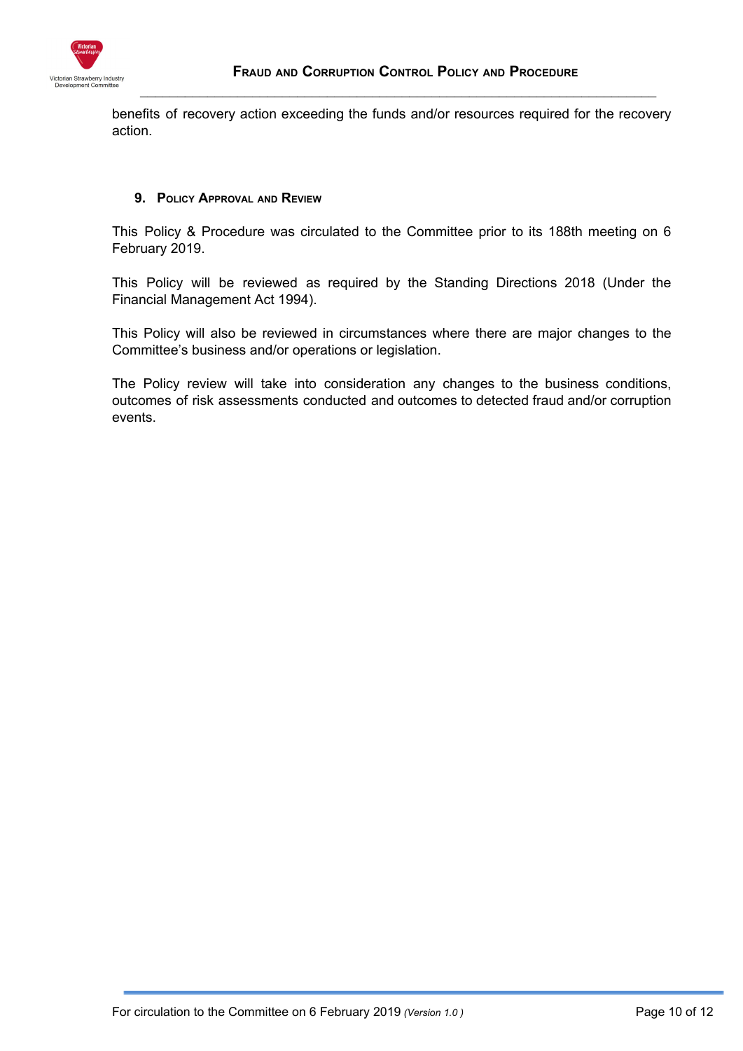benefits of recovery action exceeding the funds and/or resources required for the recovery action.

## 9. Policy Approval and Review

This Policy & Procedure was circulated to the Committee prior to its 188th meeting on 6 February 2019.

This Policy will be reviewed as required by the Standing Directions 2018 (Under the Financial Management Act 1994).

This Policy will also be reviewed in circumstances where there are major changes to the Committee's business and/or operations or legislation.

The Policy review will take into consideration any changes to the business conditions, outcomes of risk assessments conducted and outcomes to detected fraud and/or corruption events.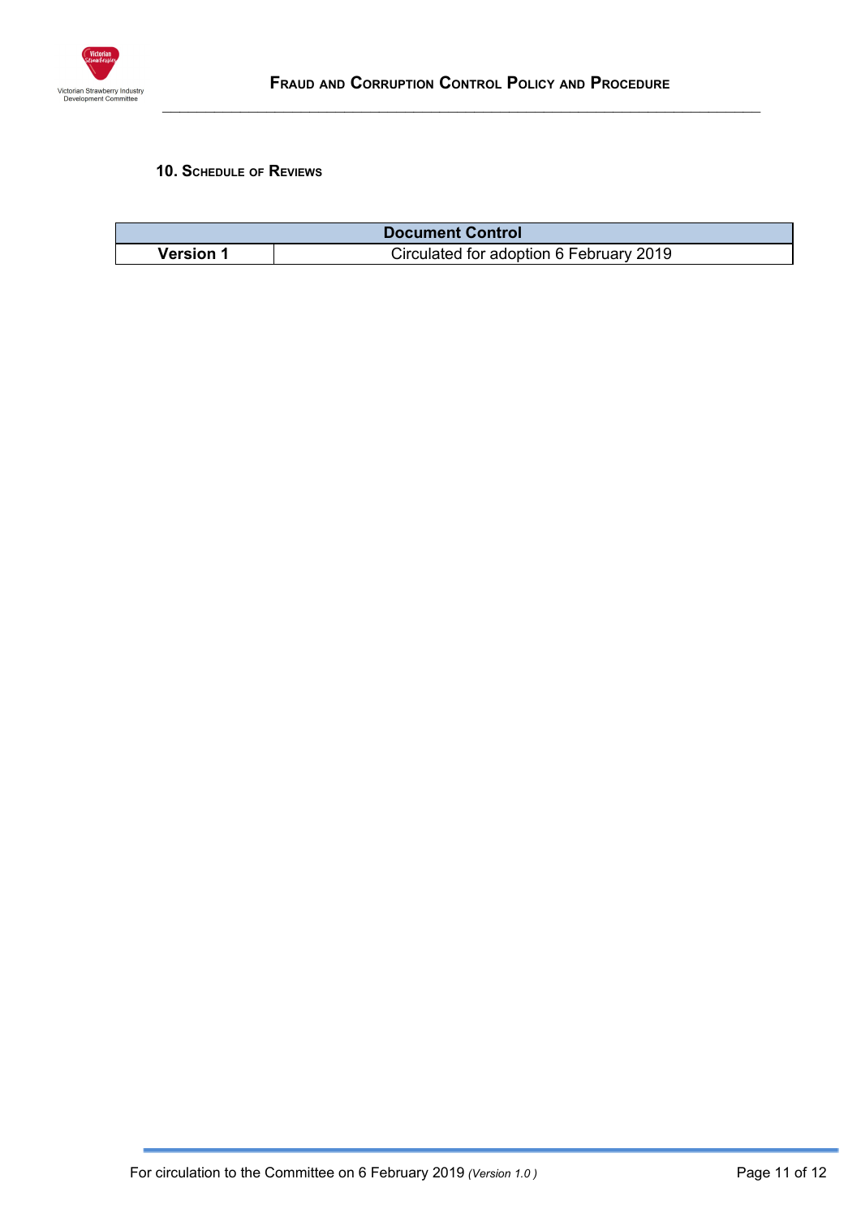## 10. Schedule of Reviews

| Document Control | |
|---|---|
| **Version 1** | Circulated for adoption 6 February 2019 |